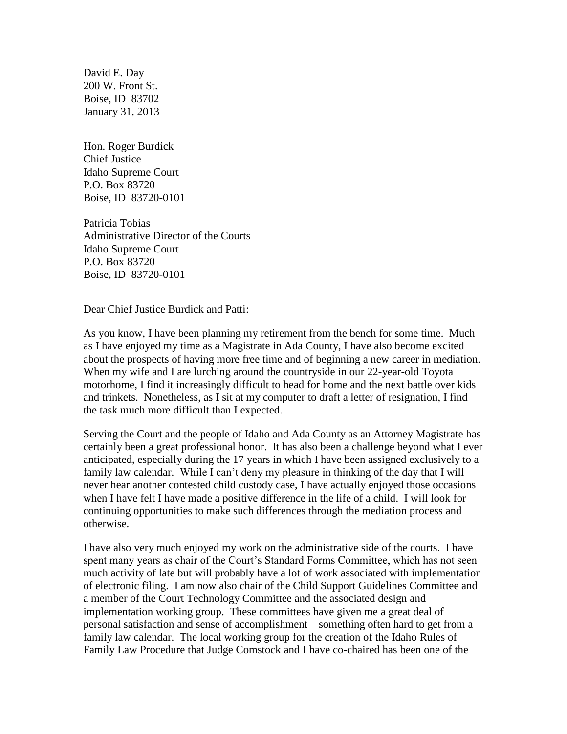David E. Day
200 W. Front St.
Boise, ID 83702
January 31, 2013

Hon. Roger Burdick
Chief Justice
Idaho Supreme Court
P.O. Box 83720
Boise, ID 83720-0101

Patricia Tobias
Administrative Director of the Courts
Idaho Supreme Court
P.O. Box 83720
Boise, ID 83720-0101

Dear Chief Justice Burdick and Patti:

As you know, I have been planning my retirement from the bench for some time. Much as I have enjoyed my time as a Magistrate in Ada County, I have also become excited about the prospects of having more free time and of beginning a new career in mediation. When my wife and I are lurching around the countryside in our 22-year-old Toyota motorhome, I find it increasingly difficult to head for home and the next battle over kids and trinkets. Nonetheless, as I sit at my computer to draft a letter of resignation, I find the task much more difficult than I expected.

Serving the Court and the people of Idaho and Ada County as an Attorney Magistrate has certainly been a great professional honor. It has also been a challenge beyond what I ever anticipated, especially during the 17 years in which I have been assigned exclusively to a family law calendar. While I can't deny my pleasure in thinking of the day that I will never hear another contested child custody case, I have actually enjoyed those occasions when I have felt I have made a positive difference in the life of a child. I will look for continuing opportunities to make such differences through the mediation process and otherwise.

I have also very much enjoyed my work on the administrative side of the courts. I have spent many years as chair of the Court's Standard Forms Committee, which has not seen much activity of late but will probably have a lot of work associated with implementation of electronic filing. I am now also chair of the Child Support Guidelines Committee and a member of the Court Technology Committee and the associated design and implementation working group. These committees have given me a great deal of personal satisfaction and sense of accomplishment – something often hard to get from a family law calendar. The local working group for the creation of the Idaho Rules of Family Law Procedure that Judge Comstock and I have co-chaired has been one of the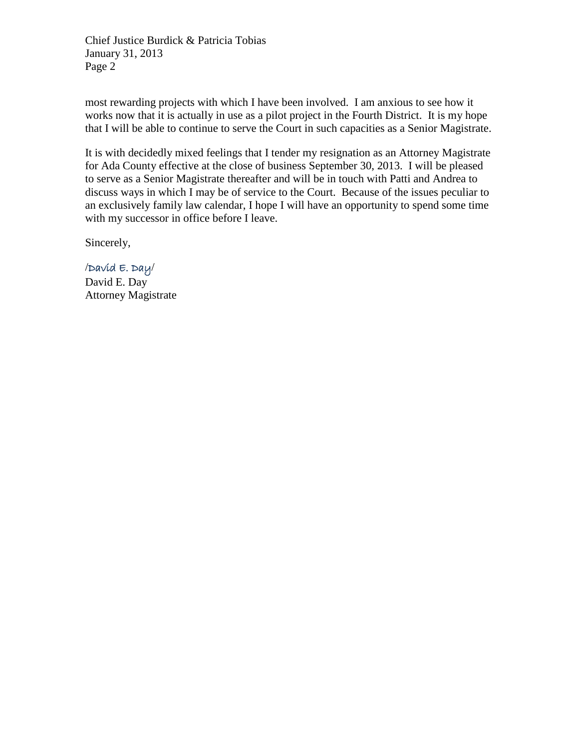most rewarding projects with which I have been involved. I am anxious to see how it works now that it is actually in use as a pilot project in the Fourth District. It is my hope that I will be able to continue to serve the Court in such capacities as a Senior Magistrate.

It is with decidedly mixed feelings that I tender my resignation as an Attorney Magistrate for Ada County effective at the close of business September 30, 2013. I will be pleased to serve as a Senior Magistrate thereafter and will be in touch with Patti and Andrea to discuss ways in which I may be of service to the Court. Because of the issues peculiar to an exclusively family law calendar, I hope I will have an opportunity to spend some time with my successor in office before I leave.

Sincerely,

/David E. Day/
David E. Day
Attorney Magistrate